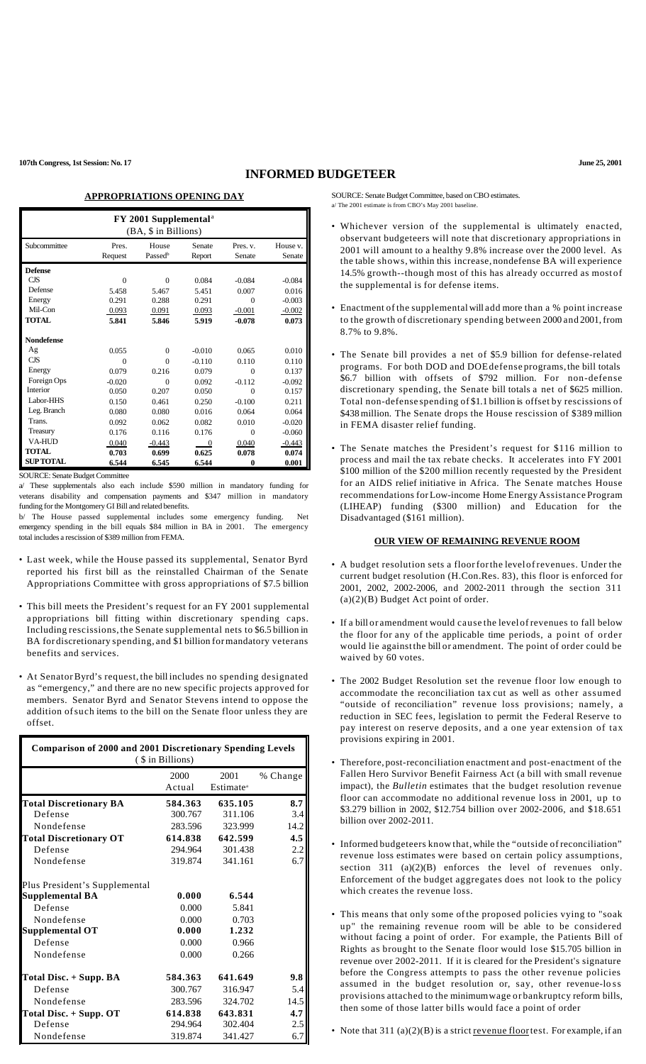**107th Congress, 1st Session: No. 17** **June 25, 2001**

# INFORMED BUDGETEER

## APPROPRIATIONS OPENING DAY

| FY 2001 Supplemental[a] (BA, $ in Billions) | | | | | |
|---|---|---|---|---|---|
| Subcommittee | Pres. Request | House Passed[b] | Senate Report | Pres. v. Senate | House v. Senate |
| **Defense** | | | | | |
| CJS | 0 | 0 | 0.084 | -0.084 | -0.084 |
| Defense | 5.458 | 5.467 | 5.451 | 0.007 | 0.016 |
| Energy | 0.291 | 0.288 | 0.291 | 0 | -0.003 |
| Mil-Con | 0.093 | 0.091 | 0.093 | -0.001 | -0.002 |
| **TOTAL** | **5.841** | **5.846** | **5.919** | **-0.078** | **0.073** |
| **Nondefense** | | | | | |
| Ag | 0.055 | 0 | -0.010 | 0.065 | 0.010 |
| CJS | 0 | 0 | -0.110 | 0.110 | 0.110 |
| Energy | 0.079 | 0.216 | 0.079 | 0 | 0.137 |
| Foreign Ops | -0.020 | 0 | 0.092 | -0.112 | -0.092 |
| Interior | 0.050 | 0.207 | 0.050 | 0 | 0.157 |
| Labor-HHS | 0.150 | 0.461 | 0.250 | -0.100 | 0.211 |
| Leg. Branch | 0.080 | 0.080 | 0.016 | 0.064 | 0.064 |
| Trans. | 0.092 | 0.062 | 0.082 | 0.010 | -0.020 |
| Treasury | 0.176 | 0.116 | 0.176 | 0 | -0.060 |
| VA-HUD | 0.040 | -0.443 | 0 | 0.040 | -0.443 |
| **TOTAL** | **0.703** | **0.699** | **0.625** | **0.078** | **0.074** |
| **SUP TOTAL** | **6.544** | **6.545** | **6.544** | **0** | **0.001** |

SOURCE: Senate Budget Committee

a/ These supplementals also each include $590 million in mandatory funding for veterans disability and compensation payments and $347 million in mandatory funding for the Montgomery GI Bill and related benefits.

b/ The House passed supplemental includes some emergency funding. Net emergency spending in the bill equals $84 million in BA in 2001. The emergency total includes a rescission of $389 million from FEMA.

- Last week, while the House passed its supplemental, Senator Byrd reported his first bill as the reinstalled Chairman of the Senate Appropriations Committee with gross appropriations of $7.5 billion
- This bill meets the President's request for an FY 2001 supplemental appropriations bill fitting within discretionary spending caps. Including rescissions, the Senate supplemental nets to $6.5 billion in BA for discretionary spending, and $1 billion for mandatory veterans benefits and services.
- At Senator Byrd's request, the bill includes no spending designated as "emergency," and there are no new specific projects approved for members. Senator Byrd and Senator Stevens intend to oppose the addition of such items to the bill on the Senate floor unless they are offset.

| Comparison of 2000 and 2001 Discretionary Spending Levels ($ in Billions) | | | |
|---|---|---|---|
| | 2000 Actual | 2001 Estimate[a] | % Change |
| **Total Discretionary BA** | **584.363** | **635.105** | **8.7** |
| Defense | 300.767 | 311.106 | 3.4 |
| Nondefense | 283.596 | 323.999 | 14.2 |
| **Total Discretionary OT** | **614.838** | **642.599** | **4.5** |
| Defense | 294.964 | 301.438 | 2.2 |
| Nondefense | 319.874 | 341.161 | 6.7 |
| Plus President's Supplemental | | | |
| **Supplemental BA** | **0.000** | **6.544** | |
| Defense | 0.000 | 5.841 | |
| Nondefense | 0.000 | 0.703 | |
| **Supplemental OT** | **0.000** | **1.232** | |
| Defense | 0.000 | 0.966 | |
| Nondefense | 0.000 | 0.266 | |
| **Total Disc. + Supp. BA** | **584.363** | **641.649** | **9.8** |
| Defense | 300.767 | 316.947 | 5.4 |
| Nondefense | 283.596 | 324.702 | 14.5 |
| **Total Disc. + Supp. OT** | **614.838** | **643.831** | **4.7** |
| Defense | 294.964 | 302.404 | 2.5 |
| Nondefense | 319.874 | 341.427 | 6.7 |

SOURCE: Senate Budget Committee, based on CBO estimates.
a/ The 2001 estimate is from CBO's May 2001 baseline.

- Whichever version of the supplemental is ultimately enacted, observant budgeteers will note that discretionary appropriations in 2001 will amount to a healthy 9.8% increase over the 2000 level. As the table shows, within this increase, nondefense BA will experience 14.5% growth--though most of this has already occurred as most of the supplemental is for defense items.
- Enactment of the supplemental will add more than a % point increase to the growth of discretionary spending between 2000 and 2001, from 8.7% to 9.8%.
- The Senate bill provides a net of $5.9 billion for defense-related programs. For both DOD and DOE defense programs, the bill totals $6.7 billion with offsets of $792 million. For non-defense discretionary spending, the Senate bill totals a net of $625 million. Total non-defense spending of $1.1 billion is offset by rescissions of $438 million. The Senate drops the House rescission of $389 million in FEMA disaster relief funding.
- The Senate matches the President's request for $116 million to process and mail the tax rebate checks. It accelerates into FY 2001 $100 million of the $200 million recently requested by the President for an AIDS relief initiative in Africa. The Senate matches House recommendations for Low-income Home Energy Assistance Program (LIHEAP) funding ($300 million) and Education for the Disadvantaged ($161 million).

## OUR VIEW OF REMAINING REVENUE ROOM

- A budget resolution sets a floor for the level of revenues. Under the current budget resolution (H.Con.Res. 83), this floor is enforced for 2001, 2002, 2002-2006, and 2002-2011 through the section 311 (a)(2)(B) Budget Act point of order.
- If a bill or amendment would cause the level of revenues to fall below the floor for any of the applicable time periods, a point of order would lie against the bill or amendment. The point of order could be waived by 60 votes.
- The 2002 Budget Resolution set the revenue floor low enough to accommodate the reconciliation tax cut as well as other assumed "outside of reconciliation" revenue loss provisions; namely, a reduction in SEC fees, legislation to permit the Federal Reserve to pay interest on reserve deposits, and a one year extension of tax provisions expiring in 2001.
- Therefore, post-reconciliation enactment and post-enactment of the Fallen Hero Survivor Benefit Fairness Act (a bill with small revenue impact), the *Bulletin* estimates that the budget resolution revenue floor can accommodate no additional revenue loss in 2001, up to $3.279 billion in 2002, $12.754 billion over 2002-2006, and $18.651 billion over 2002-2011.
- Informed budgeteers know that, while the "outside of reconciliation" revenue loss estimates were based on certain policy assumptions, section 311 (a)(2)(B) enforces the level of revenues only. Enforcement of the budget aggregates does not look to the policy which creates the revenue loss.
- This means that only some of the proposed policies vying to "soak up" the remaining revenue room will be able to be considered without facing a point of order. For example, the Patients Bill of Rights as brought to the Senate floor would lose $15.705 billion in revenue over 2002-2011. If it is cleared for the President's signature before the Congress attempts to pass the other revenue policies assumed in the budget resolution or, say, other revenue-loss provisions attached to the minimum wage or bankruptcy reform bills, then some of those latter bills would face a point of order
- Note that 311 (a)(2)(B) is a strict revenue floor test. For example, if an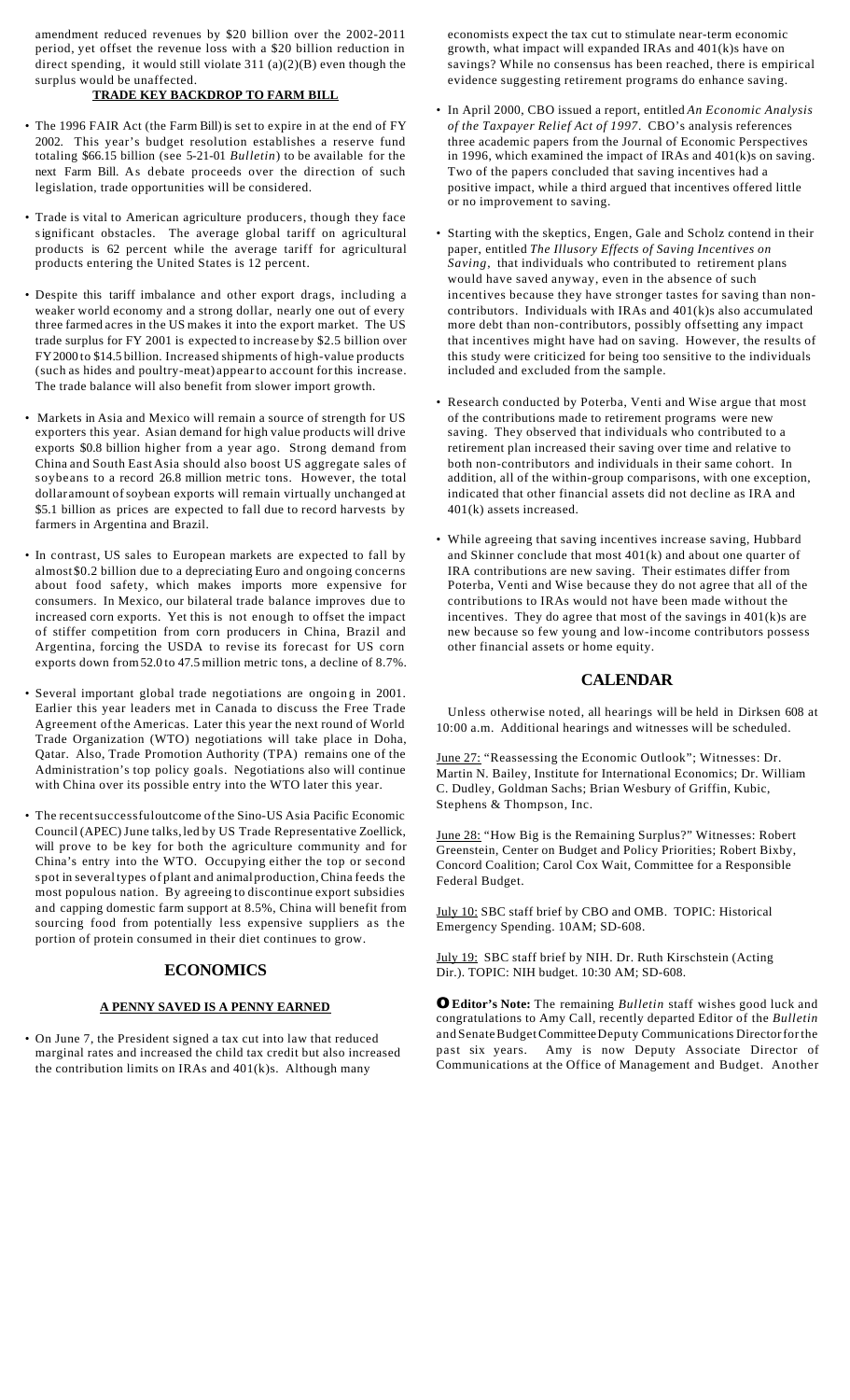amendment reduced revenues by $20 billion over the 2002-2011 period, yet offset the revenue loss with a $20 billion reduction in direct spending, it would still violate 311 (a)(2)(B) even though the surplus would be unaffected.

**TRADE KEY BACKDROP TO FARM BILL**

- The 1996 FAIR Act (the Farm Bill) is set to expire in at the end of FY 2002. This year's budget resolution establishes a reserve fund totaling $66.15 billion (see 5-21-01 *Bulletin*) to be available for the next Farm Bill. As debate proceeds over the direction of such legislation, trade opportunities will be considered.
- Trade is vital to American agriculture producers, though they face significant obstacles. The average global tariff on agricultural products is 62 percent while the average tariff for agricultural products entering the United States is 12 percent.
- Despite this tariff imbalance and other export drags, including a weaker world economy and a strong dollar, nearly one out of every three farmed acres in the US makes it into the export market. The US trade surplus for FY 2001 is expected to increase by $2.5 billion over FY2000 to $14.5 billion. Increased shipments of high-value products (such as hides and poultry-meat) appear to account for this increase. The trade balance will also benefit from slower import growth.
- Markets in Asia and Mexico will remain a source of strength for US exporters this year. Asian demand for high value products will drive exports $0.8 billion higher from a year ago. Strong demand from China and South East Asia should also boost US aggregate sales of soybeans to a record 26.8 million metric tons. However, the total dollar amount of soybean exports will remain virtually unchanged at $5.1 billion as prices are expected to fall due to record harvests by farmers in Argentina and Brazil.
- In contrast, US sales to European markets are expected to fall by almost $0.2 billion due to a depreciating Euro and ongoing concerns about food safety, which makes imports more expensive for consumers. In Mexico, our bilateral trade balance improves due to increased corn exports. Yet this is not enough to offset the impact of stiffer competition from corn producers in China, Brazil and Argentina, forcing the USDA to revise its forecast for US corn exports down from 52.0 to 47.5 million metric tons, a decline of 8.7%.
- Several important global trade negotiations are ongoing in 2001. Earlier this year leaders met in Canada to discuss the Free Trade Agreement of the Americas. Later this year the next round of World Trade Organization (WTO) negotiations will take place in Doha, Qatar. Also, Trade Promotion Authority (TPA) remains one of the Administration's top policy goals. Negotiations also will continue with China over its possible entry into the WTO later this year.
- The recent successful outcome of the Sino-US Asia Pacific Economic Council (APEC) June talks, led by US Trade Representative Zoellick, will prove to be key for both the agriculture community and for China's entry into the WTO. Occupying either the top or second spot in several types of plant and animal production, China feeds the most populous nation. By agreeing to discontinue export subsidies and capping domestic farm support at 8.5%, China will benefit from sourcing food from potentially less expensive suppliers as the portion of protein consumed in their diet continues to grow.

## ECONOMICS

**A PENNY SAVED IS A PENNY EARNED**

- On June 7, the President signed a tax cut into law that reduced marginal rates and increased the child tax credit but also increased the contribution limits on IRAs and 401(k)s. Although many economists expect the tax cut to stimulate near-term economic growth, what impact will expanded IRAs and 401(k)s have on savings? While no consensus has been reached, there is empirical evidence suggesting retirement programs do enhance saving.
- In April 2000, CBO issued a report, entitled *An Economic Analysis of the Taxpayer Relief Act of 1997*. CBO's analysis references three academic papers from the Journal of Economic Perspectives in 1996, which examined the impact of IRAs and 401(k)s on saving. Two of the papers concluded that saving incentives had a positive impact, while a third argued that incentives offered little or no improvement to saving.
- Starting with the skeptics, Engen, Gale and Scholz contend in their paper, entitled *The Illusory Effects of Saving Incentives on Saving*, that individuals who contributed to retirement plans would have saved anyway, even in the absence of such incentives because they have stronger tastes for saving than non-contributors. Individuals with IRAs and 401(k)s also accumulated more debt than non-contributors, possibly offsetting any impact that incentives might have had on saving. However, the results of this study were criticized for being too sensitive to the individuals included and excluded from the sample.
- Research conducted by Poterba, Venti and Wise argue that most of the contributions made to retirement programs were new saving. They observed that individuals who contributed to a retirement plan increased their saving over time and relative to both non-contributors and individuals in their same cohort. In addition, all of the within-group comparisons, with one exception, indicated that other financial assets did not decline as IRA and 401(k) assets increased.
- While agreeing that saving incentives increase saving, Hubbard and Skinner conclude that most 401(k) and about one quarter of IRA contributions are new saving. Their estimates differ from Poterba, Venti and Wise because they do not agree that all of the contributions to IRAs would not have been made without the incentives. They do agree that most of the savings in 401(k)s are new because so few young and low-income contributors possess other financial assets or home equity.

## CALENDAR

Unless otherwise noted, all hearings will be held in Dirksen 608 at 10:00 a.m. Additional hearings and witnesses will be scheduled.

June 27: "Reassessing the Economic Outlook"; Witnesses: Dr. Martin N. Bailey, Institute for International Economics; Dr. William C. Dudley, Goldman Sachs; Brian Wesbury of Griffin, Kubic, Stephens & Thompson, Inc.

June 28: "How Big is the Remaining Surplus?" Witnesses: Robert Greenstein, Center on Budget and Policy Priorities; Robert Bixby, Concord Coalition; Carol Cox Wait, Committee for a Responsible Federal Budget.

July 10: SBC staff brief by CBO and OMB. TOPIC: Historical Emergency Spending. 10AM; SD-608.

July 19: SBC staff brief by NIH. Dr. Ruth Kirschstein (Acting Dir.). TOPIC: NIH budget. 10:30 AM; SD-608.

**Editor's Note:** The remaining *Bulletin* staff wishes good luck and congratulations to Amy Call, recently departed Editor of the *Bulletin* and Senate Budget Committee Deputy Communications Director for the past six years. Amy is now Deputy Associate Director of Communications at the Office of Management and Budget. Another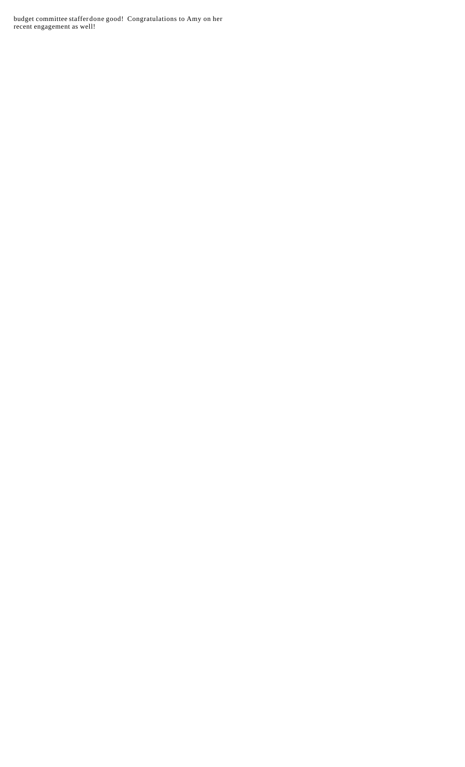budget committee stafferdone good! Congratulations to Amy on her recent engagement as well!